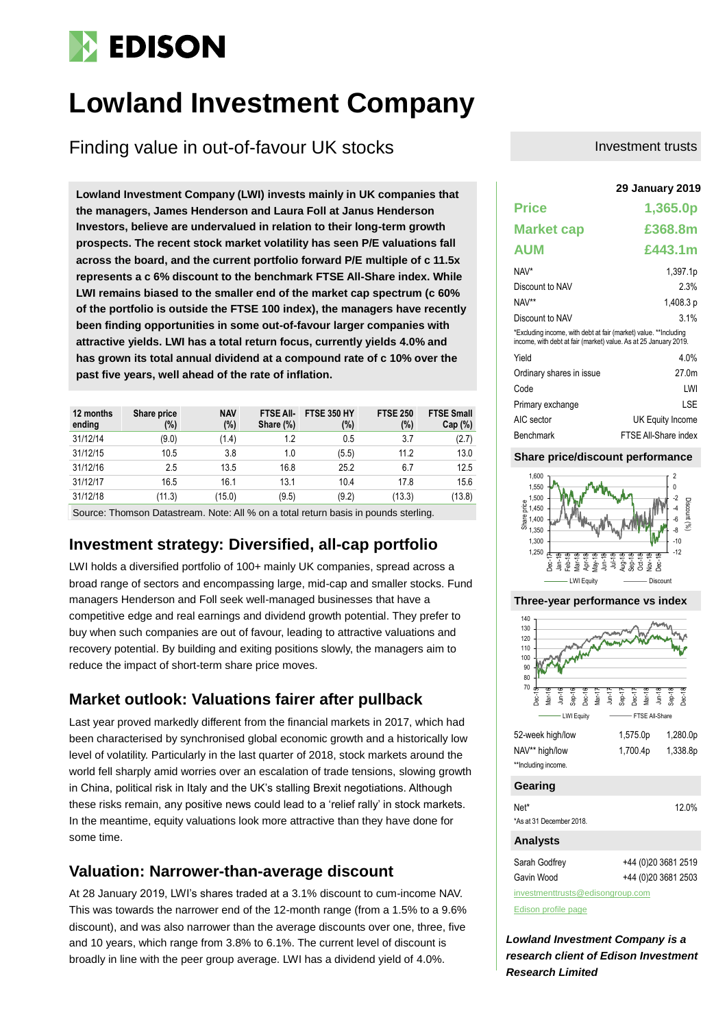# Lowland Investment Company

## Finding value in out-of-favour UK stocks

Investment trusts

**Lowland Investment Company (LWI) invests mainly in UK companies that the managers, James Henderson and Laura Foll at Janus Henderson Investors, believe are undervalued in relation to their long-term growth prospects. The recent stock market volatility has seen P/E valuations fall across the board, and the current portfolio forward P/E multiple of c 11.5x represents a c 6% discount to the benchmark FTSE All-Share index. While LWI remains biased to the smaller end of the market cap spectrum (c 60% of the portfolio is outside the FTSE 100 index), the managers have recently been finding opportunities in some out-of-favour larger companies with attractive yields. LWI has a total return focus, currently yields 4.0% and has grown its total annual dividend at a compound rate of c 10% over the past five years, well ahead of the rate of inflation.**

| 12 months ending | Share price (%) | NAV (%) | FTSE All-Share (%) | FTSE 350 HY (%) | FTSE 250 (%) | FTSE Small Cap (%) |
|---|---|---|---|---|---|---|
| 31/12/14 | (9.0) | (1.4) | 1.2 | 0.5 | 3.7 | (2.7) |
| 31/12/15 | 10.5 | 3.8 | 1.0 | (5.5) | 11.2 | 13.0 |
| 31/12/16 | 2.5 | 13.5 | 16.8 | 25.2 | 6.7 | 12.5 |
| 31/12/17 | 16.5 | 16.1 | 13.1 | 10.4 | 17.8 | 15.6 |
| 31/12/18 | (11.3) | (15.0) | (9.5) | (9.2) | (13.3) | (13.8) |

Source: Thomson Datastream. Note: All % on a total return basis in pounds sterling.

## Investment strategy: Diversified, all-cap portfolio

LWI holds a diversified portfolio of 100+ mainly UK companies, spread across a broad range of sectors and encompassing large, mid-cap and smaller stocks. Fund managers Henderson and Foll seek well-managed businesses that have a competitive edge and real earnings and dividend growth potential. They prefer to buy when such companies are out of favour, leading to attractive valuations and recovery potential. By building and exiting positions slowly, the managers aim to reduce the impact of short-term share price moves.

## Market outlook: Valuations fairer after pullback

Last year proved markedly different from the financial markets in 2017, which had been characterised by synchronised global economic growth and a historically low level of volatility. Particularly in the last quarter of 2018, stock markets around the world fell sharply amid worries over an escalation of trade tensions, slowing growth in China, political risk in Italy and the UK's stalling Brexit negotiations. Although these risks remain, any positive news could lead to a 'relief rally' in stock markets. In the meantime, equity valuations look more attractive than they have done for some time.

## Valuation: Narrower-than-average discount

At 28 January 2019, LWI's shares traded at a 3.1% discount to cum-income NAV. This was towards the narrower end of the 12-month range (from a 1.5% to a 9.6% discount), and was also narrower than the average discounts over one, three, five and 10 years, which range from 3.8% to 6.1%. The current level of discount is broadly in line with the peer group average. LWI has a dividend yield of 4.0%.

**29 January 2019**

| | |
|---|---|
| **Price** | **1,365.0p** |
| **Market cap** | **£368.8m** |
| **AUM** | **£443.1m** |
| NAV* | 1,397.1p |
| Discount to NAV | 2.3% |
| NAV** | 1,408.3 p |
| Discount to NAV | 3.1% |

*Excluding income, with debt at fair (market) value. **Including income, with debt at fair (market) value. As at 25 January 2019.

| | |
|---|---|
| Yield | 4.0% |
| Ordinary shares in issue | 27.0m |
| Code | LWI |
| Primary exchange | LSE |
| AIC sector | UK Equity Income |
| Benchmark | FTSE All-Share index |

### Share price/discount performance

### Three-year performance vs index

| | | |
|---|---|---|
| 52-week high/low | 1,575.0p | 1,280.0p |
| NAV** high/low | 1,700.4p | 1,338.8p |

**Including income.

### Gearing

| | |
|---|---|
| Net* | 12.0% |

*As at 31 December 2018.

### Analysts

| | |
|---|---|
| Sarah Godfrey | +44 (0)20 3681 2519 |
| Gavin Wood | +44 (0)20 3681 2503 |

investmenttrusts@edisongroup.com

Edison profile page

***Lowland Investment Company is a research client of Edison Investment Research Limited***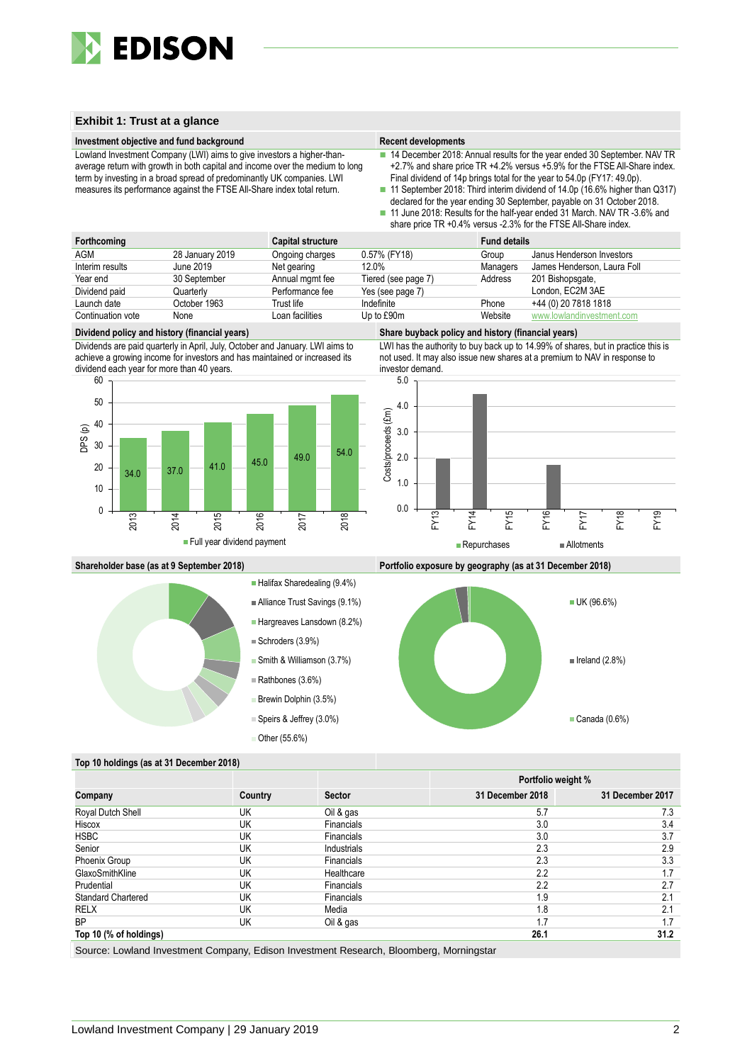## Exhibit 1: Trust at a glance

### Investment objective and fund background

Lowland Investment Company (LWI) aims to give investors a higher-than-average return with growth in both capital and income over the medium to long term by investing in a broad spread of predominantly UK companies. LWI measures its performance against the FTSE All-Share index total return.

### Recent developments

- 14 December 2018: Annual results for the year ended 30 September. NAV TR +2.7% and share price TR +4.2% versus +5.9% for the FTSE All-Share index. Final dividend of 14p brings total for the year to 54.0p (FY17: 49.0p).
- 11 September 2018: Third interim dividend of 14.0p (16.6% higher than Q317) declared for the year ending 30 September, payable on 31 October 2018.
- 11 June 2018: Results for the half-year ended 31 March. NAV TR -3.6% and share price TR +0.4% versus -2.3% for the FTSE All-Share index.

| Forthcoming | | Capital structure | | Fund details | |
|---|---|---|---|---|---|
| AGM | 28 January 2019 | Ongoing charges | 0.57% (FY18) | Group | Janus Henderson Investors |
| Interim results | June 2019 | Net gearing | 12.0% | Managers | James Henderson, Laura Foll |
| Year end | 30 September | Annual mgmt fee | Tiered (see page 7) | Address | 201 Bishopsgate, |
| Dividend paid | Quarterly | Performance fee | Yes (see page 7) | | London, EC2M 3AE |
| Launch date | October 1963 | Trust life | Indefinite | Phone | +44 (0) 20 7818 1818 |
| Continuation vote | None | Loan facilities | Up to £90m | Website | www.lowlandinvestment.com |

### Dividend policy and history (financial years)

Dividends are paid quarterly in April, July, October and January. LWI aims to achieve a growing income for investors and has maintained or increased its dividend each year for more than 40 years.

| Year | Full year dividend payment (DPS, p) |
|---|---|
| 2013 | 34.0 |
| 2014 | 37.0 |
| 2015 | 41.0 |
| 2016 | 45.0 |
| 2017 | 49.0 |
| 2018 | 54.0 |

### Share buyback policy and history (financial years)

LWI has the authority to buy back up to 14.99% of shares, but in practice this is not used. It may also issue new shares at a premium to NAV in response to investor demand.

Costs/proceeds (£m) – Repurchases / Allotments: FY13, FY14, FY15, FY16, FY17, FY18, FY19

### Shareholder base (as at 9 September 2018)

- Halifax Sharedealing (9.4%)
- Alliance Trust Savings (9.1%)
- Hargreaves Lansdown (8.2%)
- Schroders (3.9%)
- Smith & Williamson (3.7%)
- Rathbones (3.6%)
- Brewin Dolphin (3.5%)
- Speirs & Jeffrey (3.0%)
- Other (55.6%)

### Portfolio exposure by geography (as at 31 December 2018)

- UK (96.6%)
- Ireland (2.8%)
- Canada (0.6%)

### Top 10 holdings (as at 31 December 2018)

| | | | Portfolio weight % | |
|---|---|---|---|---|
| Company | Country | Sector | 31 December 2018 | 31 December 2017 |
| Royal Dutch Shell | UK | Oil & gas | 5.7 | 7.3 |
| Hiscox | UK | Financials | 3.0 | 3.4 |
| HSBC | UK | Financials | 3.0 | 3.7 |
| Senior | UK | Industrials | 2.3 | 2.9 |
| Phoenix Group | UK | Financials | 2.3 | 3.3 |
| GlaxoSmithKline | UK | Healthcare | 2.2 | 1.7 |
| Prudential | UK | Financials | 2.2 | 2.7 |
| Standard Chartered | UK | Financials | 1.9 | 2.1 |
| RELX | UK | Media | 1.8 | 2.1 |
| BP | UK | Oil & gas | 1.7 | 1.7 |
| **Top 10 (% of holdings)** | | | **26.1** | **31.2** |

Source: Lowland Investment Company, Edison Investment Research, Bloomberg, Morningstar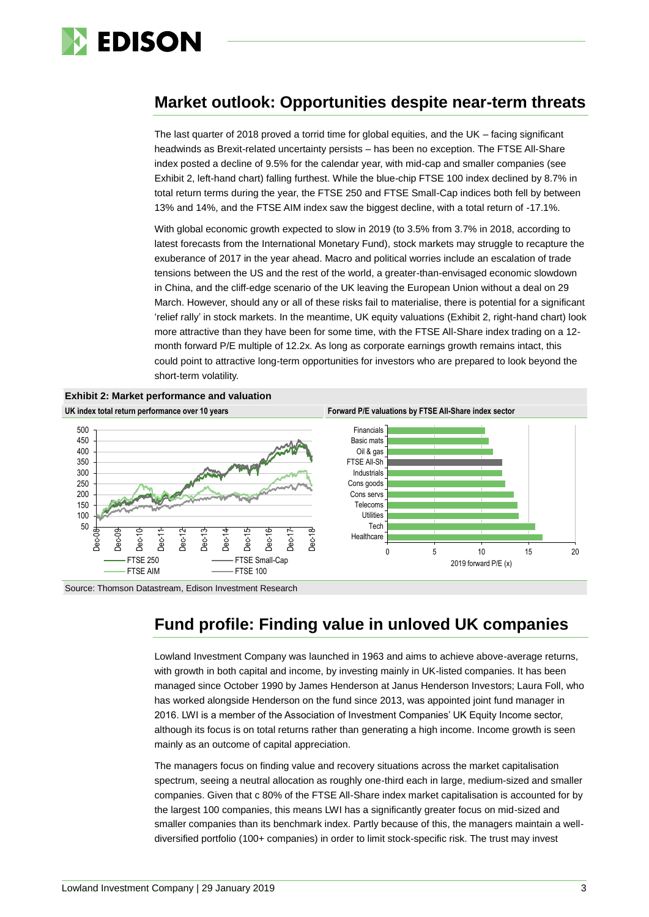## Market outlook: Opportunities despite near-term threats

The last quarter of 2018 proved a torrid time for global equities, and the UK – facing significant headwinds as Brexit-related uncertainty persists – has been no exception. The FTSE All-Share index posted a decline of 9.5% for the calendar year, with mid-cap and smaller companies (see Exhibit 2, left-hand chart) falling furthest. While the blue-chip FTSE 100 index declined by 8.7% in total return terms during the year, the FTSE 250 and FTSE Small-Cap indices both fell by between 13% and 14%, and the FTSE AIM index saw the biggest decline, with a total return of -17.1%.

With global economic growth expected to slow in 2019 (to 3.5% from 3.7% in 2018, according to latest forecasts from the International Monetary Fund), stock markets may struggle to recapture the exuberance of 2017 in the year ahead. Macro and political worries include an escalation of trade tensions between the US and the rest of the world, a greater-than-envisaged economic slowdown in China, and the cliff-edge scenario of the UK leaving the European Union without a deal on 29 March. However, should any or all of these risks fail to materialise, there is potential for a significant 'relief rally' in stock markets. In the meantime, UK equity valuations (Exhibit 2, right-hand chart) look more attractive than they have been for some time, with the FTSE All-Share index trading on a 12-month forward P/E multiple of 12.2x. As long as corporate earnings growth remains intact, this could point to attractive long-term opportunities for investors who are prepared to look beyond the short-term volatility.

**Exhibit 2: Market performance and valuation**

**UK index total return performance over 10 years** | **Forward P/E valuations by FTSE All-Share index sector**

Source: Thomson Datastream, Edison Investment Research

## Fund profile: Finding value in unloved UK companies

Lowland Investment Company was launched in 1963 and aims to achieve above-average returns, with growth in both capital and income, by investing mainly in UK-listed companies. It has been managed since October 1990 by James Henderson at Janus Henderson Investors; Laura Foll, who has worked alongside Henderson on the fund since 2013, was appointed joint fund manager in 2016. LWI is a member of the Association of Investment Companies' UK Equity Income sector, although its focus is on total returns rather than generating a high income. Income growth is seen mainly as an outcome of capital appreciation.

The managers focus on finding value and recovery situations across the market capitalisation spectrum, seeing a neutral allocation as roughly one-third each in large, medium-sized and smaller companies. Given that c 80% of the FTSE All-Share index market capitalisation is accounted for by the largest 100 companies, this means LWI has a significantly greater focus on mid-sized and smaller companies than its benchmark index. Partly because of this, the managers maintain a well-diversified portfolio (100+ companies) in order to limit stock-specific risk. The trust may invest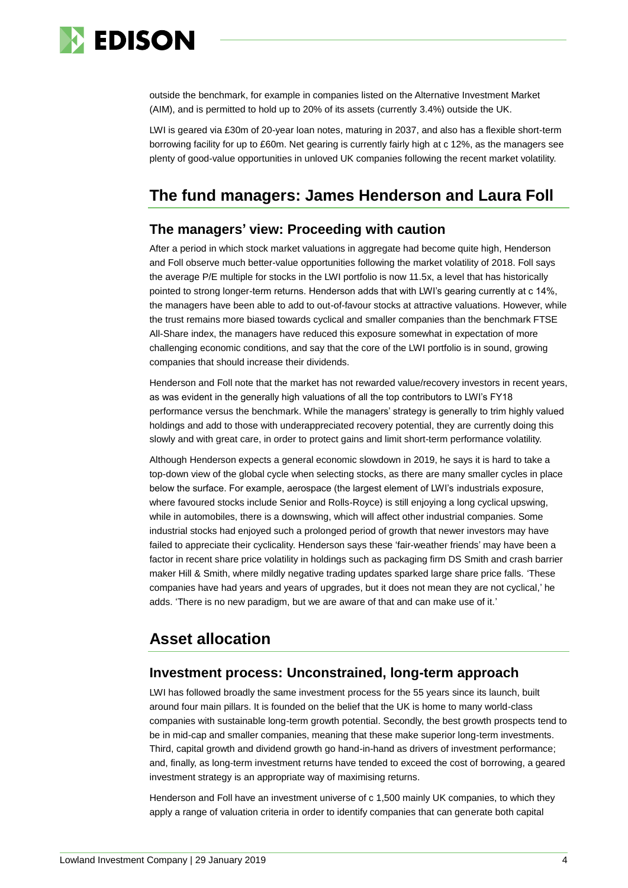outside the benchmark, for example in companies listed on the Alternative Investment Market (AIM), and is permitted to hold up to 20% of its assets (currently 3.4%) outside the UK.

LWI is geared via £30m of 20-year loan notes, maturing in 2037, and also has a flexible short-term borrowing facility for up to £60m. Net gearing is currently fairly high at c 12%, as the managers see plenty of good-value opportunities in unloved UK companies following the recent market volatility.

## The fund managers: James Henderson and Laura Foll

### The managers' view: Proceeding with caution

After a period in which stock market valuations in aggregate had become quite high, Henderson and Foll observe much better-value opportunities following the market volatility of 2018. Foll says the average P/E multiple for stocks in the LWI portfolio is now 11.5x, a level that has historically pointed to strong longer-term returns. Henderson adds that with LWI's gearing currently at c 14%, the managers have been able to add to out-of-favour stocks at attractive valuations. However, while the trust remains more biased towards cyclical and smaller companies than the benchmark FTSE All-Share index, the managers have reduced this exposure somewhat in expectation of more challenging economic conditions, and say that the core of the LWI portfolio is in sound, growing companies that should increase their dividends.

Henderson and Foll note that the market has not rewarded value/recovery investors in recent years, as was evident in the generally high valuations of all the top contributors to LWI's FY18 performance versus the benchmark. While the managers' strategy is generally to trim highly valued holdings and add to those with underappreciated recovery potential, they are currently doing this slowly and with great care, in order to protect gains and limit short-term performance volatility.

Although Henderson expects a general economic slowdown in 2019, he says it is hard to take a top-down view of the global cycle when selecting stocks, as there are many smaller cycles in place below the surface. For example, aerospace (the largest element of LWI's industrials exposure, where favoured stocks include Senior and Rolls-Royce) is still enjoying a long cyclical upswing, while in automobiles, there is a downswing, which will affect other industrial companies. Some industrial stocks had enjoyed such a prolonged period of growth that newer investors may have failed to appreciate their cyclicality. Henderson says these 'fair-weather friends' may have been a factor in recent share price volatility in holdings such as packaging firm DS Smith and crash barrier maker Hill & Smith, where mildly negative trading updates sparked large share price falls. 'These companies have had years and years of upgrades, but it does not mean they are not cyclical,' he adds. 'There is no new paradigm, but we are aware of that and can make use of it.'

## Asset allocation

### Investment process: Unconstrained, long-term approach

LWI has followed broadly the same investment process for the 55 years since its launch, built around four main pillars. It is founded on the belief that the UK is home to many world-class companies with sustainable long-term growth potential. Secondly, the best growth prospects tend to be in mid-cap and smaller companies, meaning that these make superior long-term investments. Third, capital growth and dividend growth go hand-in-hand as drivers of investment performance; and, finally, as long-term investment returns have tended to exceed the cost of borrowing, a geared investment strategy is an appropriate way of maximising returns.

Henderson and Foll have an investment universe of c 1,500 mainly UK companies, to which they apply a range of valuation criteria in order to identify companies that can generate both capital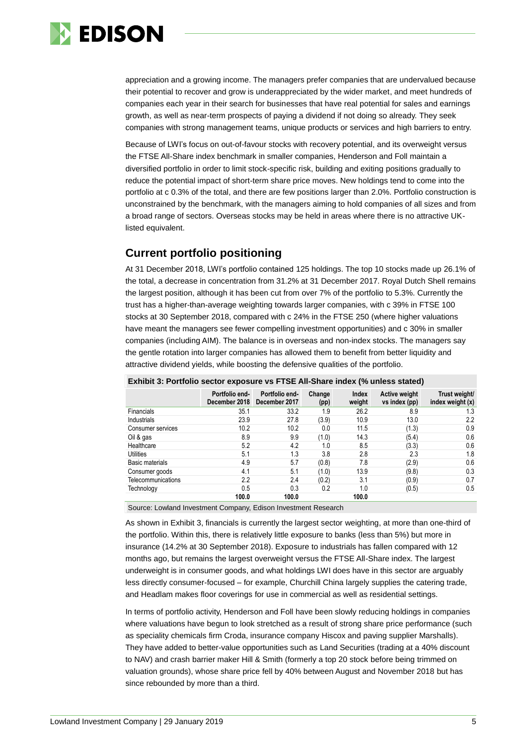appreciation and a growing income. The managers prefer companies that are undervalued because their potential to recover and grow is underappreciated by the wider market, and meet hundreds of companies each year in their search for businesses that have real potential for sales and earnings growth, as well as near-term prospects of paying a dividend if not doing so already. They seek companies with strong management teams, unique products or services and high barriers to entry.

Because of LWI's focus on out-of-favour stocks with recovery potential, and its overweight versus the FTSE All-Share index benchmark in smaller companies, Henderson and Foll maintain a diversified portfolio in order to limit stock-specific risk, building and exiting positions gradually to reduce the potential impact of short-term share price moves. New holdings tend to come into the portfolio at c 0.3% of the total, and there are few positions larger than 2.0%. Portfolio construction is unconstrained by the benchmark, with the managers aiming to hold companies of all sizes and from a broad range of sectors. Overseas stocks may be held in areas where there is no attractive UK-listed equivalent.

## Current portfolio positioning

At 31 December 2018, LWI's portfolio contained 125 holdings. The top 10 stocks made up 26.1% of the total, a decrease in concentration from 31.2% at 31 December 2017. Royal Dutch Shell remains the largest position, although it has been cut from over 7% of the portfolio to 5.3%. Currently the trust has a higher-than-average weighting towards larger companies, with c 39% in FTSE 100 stocks at 30 September 2018, compared with c 24% in the FTSE 250 (where higher valuations have meant the managers see fewer compelling investment opportunities) and c 30% in smaller companies (including AIM). The balance is in overseas and non-index stocks. The managers say the gentle rotation into larger companies has allowed them to benefit from better liquidity and attractive dividend yields, while boosting the defensive qualities of the portfolio.

**Exhibit 3: Portfolio sector exposure vs FTSE All-Share index (% unless stated)**

| | Portfolio end-December 2018 | Portfolio end-December 2017 | Change (pp) | Index weight | Active weight vs index (pp) | Trust weight/ index weight (x) |
|---|---|---|---|---|---|---|
| Financials | 35.1 | 33.2 | 1.9 | 26.2 | 8.9 | 1.3 |
| Industrials | 23.9 | 27.8 | (3.9) | 10.9 | 13.0 | 2.2 |
| Consumer services | 10.2 | 10.2 | 0.0 | 11.5 | (1.3) | 0.9 |
| Oil & gas | 8.9 | 9.9 | (1.0) | 14.3 | (5.4) | 0.6 |
| Healthcare | 5.2 | 4.2 | 1.0 | 8.5 | (3.3) | 0.6 |
| Utilities | 5.1 | 1.3 | 3.8 | 2.8 | 2.3 | 1.8 |
| Basic materials | 4.9 | 5.7 | (0.8) | 7.8 | (2.9) | 0.6 |
| Consumer goods | 4.1 | 5.1 | (1.0) | 13.9 | (9.8) | 0.3 |
| Telecommunications | 2.2 | 2.4 | (0.2) | 3.1 | (0.9) | 0.7 |
| Technology | 0.5 | 0.3 | 0.2 | 1.0 | (0.5) | 0.5 |
| | **100.0** | **100.0** | | **100.0** | | |

Source: Lowland Investment Company, Edison Investment Research

As shown in Exhibit 3, financials is currently the largest sector weighting, at more than one-third of the portfolio. Within this, there is relatively little exposure to banks (less than 5%) but more in insurance (14.2% at 30 September 2018). Exposure to industrials has fallen compared with 12 months ago, but remains the largest overweight versus the FTSE All-Share index. The largest underweight is in consumer goods, and what holdings LWI does have in this sector are arguably less directly consumer-focused – for example, Churchill China largely supplies the catering trade, and Headlam makes floor coverings for use in commercial as well as residential settings.

In terms of portfolio activity, Henderson and Foll have been slowly reducing holdings in companies where valuations have begun to look stretched as a result of strong share price performance (such as speciality chemicals firm Croda, insurance company Hiscox and paving supplier Marshalls). They have added to better-value opportunities such as Land Securities (trading at a 40% discount to NAV) and crash barrier maker Hill & Smith (formerly a top 20 stock before being trimmed on valuation grounds), whose share price fell by 40% between August and November 2018 but has since rebounded by more than a third.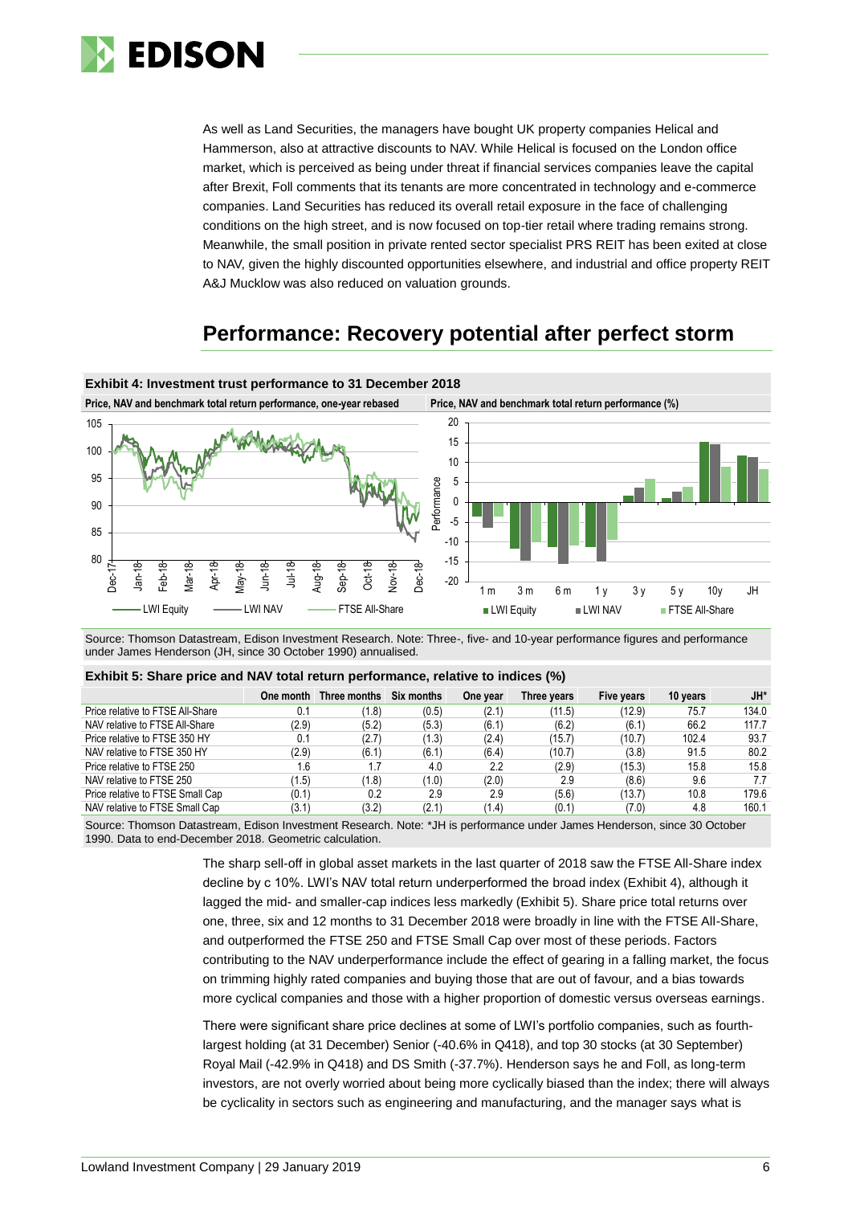As well as Land Securities, the managers have bought UK property companies Helical and Hammerson, also at attractive discounts to NAV. While Helical is focused on the London office market, which is perceived as being under threat if financial services companies leave the capital after Brexit, Foll comments that its tenants are more concentrated in technology and e-commerce companies. Land Securities has reduced its overall retail exposure in the face of challenging conditions on the high street, and is now focused on top-tier retail where trading remains strong. Meanwhile, the small position in private rented sector specialist PRS REIT has been exited at close to NAV, given the highly discounted opportunities elsewhere, and industrial and office property REIT A&J Mucklow was also reduced on valuation grounds.

## Performance: Recovery potential after perfect storm

**Exhibit 4: Investment trust performance to 31 December 2018**

**Price, NAV and benchmark total return performance, one-year rebased** | **Price, NAV and benchmark total return performance (%)**

Source: Thomson Datastream, Edison Investment Research. Note: Three-, five- and 10-year performance figures and performance under James Henderson (JH, since 30 October 1990) annualised.

**Exhibit 5: Share price and NAV total return performance, relative to indices (%)**

| | One month | Three months | Six months | One year | Three years | Five years | 10 years | JH* |
|---|---|---|---|---|---|---|---|---|
| Price relative to FTSE All-Share | 0.1 | (1.8) | (0.5) | (2.1) | (11.5) | (12.9) | 75.7 | 134.0 |
| NAV relative to FTSE All-Share | (2.9) | (5.2) | (5.3) | (6.1) | (6.2) | (6.1) | 66.2 | 117.7 |
| Price relative to FTSE 350 HY | 0.1 | (2.7) | (1.3) | (2.4) | (15.7) | (10.7) | 102.4 | 93.7 |
| NAV relative to FTSE 350 HY | (2.9) | (6.1) | (6.1) | (6.4) | (10.7) | (3.8) | 91.5 | 80.2 |
| Price relative to FTSE 250 | 1.6 | 1.7 | 4.0 | 2.2 | (2.9) | (15.3) | 15.8 | 15.8 |
| NAV relative to FTSE 250 | (1.5) | (1.8) | (1.0) | (2.0) | 2.9 | (8.6) | 9.6 | 7.7 |
| Price relative to FTSE Small Cap | (0.1) | 0.2 | 2.9 | 2.9 | (5.6) | (13.7) | 10.8 | 179.6 |
| NAV relative to FTSE Small Cap | (3.1) | (3.2) | (2.1) | (1.4) | (0.1) | (7.0) | 4.8 | 160.1 |

Source: Thomson Datastream, Edison Investment Research. Note: *JH is performance under James Henderson, since 30 October 1990. Data to end-December 2018. Geometric calculation.

The sharp sell-off in global asset markets in the last quarter of 2018 saw the FTSE All-Share index decline by c 10%. LWI's NAV total return underperformed the broad index (Exhibit 4), although it lagged the mid- and smaller-cap indices less markedly (Exhibit 5). Share price total returns over one, three, six and 12 months to 31 December 2018 were broadly in line with the FTSE All-Share, and outperformed the FTSE 250 and FTSE Small Cap over most of these periods. Factors contributing to the NAV underperformance include the effect of gearing in a falling market, the focus on trimming highly rated companies and buying those that are out of favour, and a bias towards more cyclical companies and those with a higher proportion of domestic versus overseas earnings.

There were significant share price declines at some of LWI's portfolio companies, such as fourth-largest holding (at 31 December) Senior (-40.6% in Q418), and top 30 stocks (at 30 September) Royal Mail (-42.9% in Q418) and DS Smith (-37.7%). Henderson says he and Foll, as long-term investors, are not overly worried about being more cyclically biased than the index; there will always be cyclicality in sectors such as engineering and manufacturing, and the manager says what is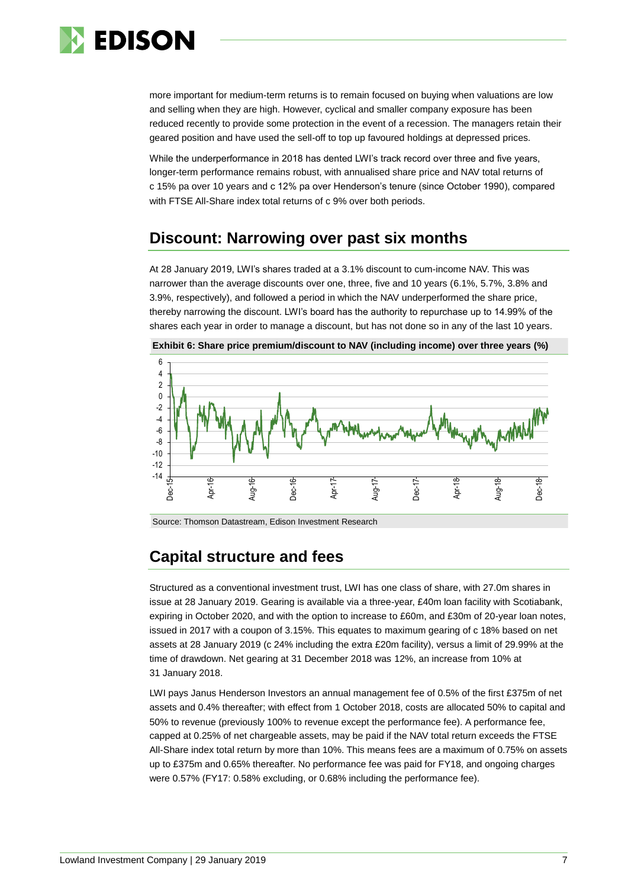more important for medium-term returns is to remain focused on buying when valuations are low and selling when they are high. However, cyclical and smaller company exposure has been reduced recently to provide some protection in the event of a recession. The managers retain their geared position and have used the sell-off to top up favoured holdings at depressed prices.

While the underperformance in 2018 has dented LWI's track record over three and five years, longer-term performance remains robust, with annualised share price and NAV total returns of c 15% pa over 10 years and c 12% pa over Henderson's tenure (since October 1990), compared with FTSE All-Share index total returns of c 9% over both periods.

## Discount: Narrowing over past six months

At 28 January 2019, LWI's shares traded at a 3.1% discount to cum-income NAV. This was narrower than the average discounts over one, three, five and 10 years (6.1%, 5.7%, 3.8% and 3.9%, respectively), and followed a period in which the NAV underperformed the share price, thereby narrowing the discount. LWI's board has the authority to repurchase up to 14.99% of the shares each year in order to manage a discount, but has not done so in any of the last 10 years.

**Exhibit 6: Share price premium/discount to NAV (including income) over three years (%)**

Source: Thomson Datastream, Edison Investment Research

## Capital structure and fees

Structured as a conventional investment trust, LWI has one class of share, with 27.0m shares in issue at 28 January 2019. Gearing is available via a three-year, £40m loan facility with Scotiabank, expiring in October 2020, and with the option to increase to £60m, and £30m of 20-year loan notes, issued in 2017 with a coupon of 3.15%. This equates to maximum gearing of c 18% based on net assets at 28 January 2019 (c 24% including the extra £20m facility), versus a limit of 29.99% at the time of drawdown. Net gearing at 31 December 2018 was 12%, an increase from 10% at 31 January 2018.

LWI pays Janus Henderson Investors an annual management fee of 0.5% of the first £375m of net assets and 0.4% thereafter; with effect from 1 October 2018, costs are allocated 50% to capital and 50% to revenue (previously 100% to revenue except the performance fee). A performance fee, capped at 0.25% of net chargeable assets, may be paid if the NAV total return exceeds the FTSE All-Share index total return by more than 10%. This means fees are a maximum of 0.75% on assets up to £375m and 0.65% thereafter. No performance fee was paid for FY18, and ongoing charges were 0.57% (FY17: 0.58% excluding, or 0.68% including the performance fee).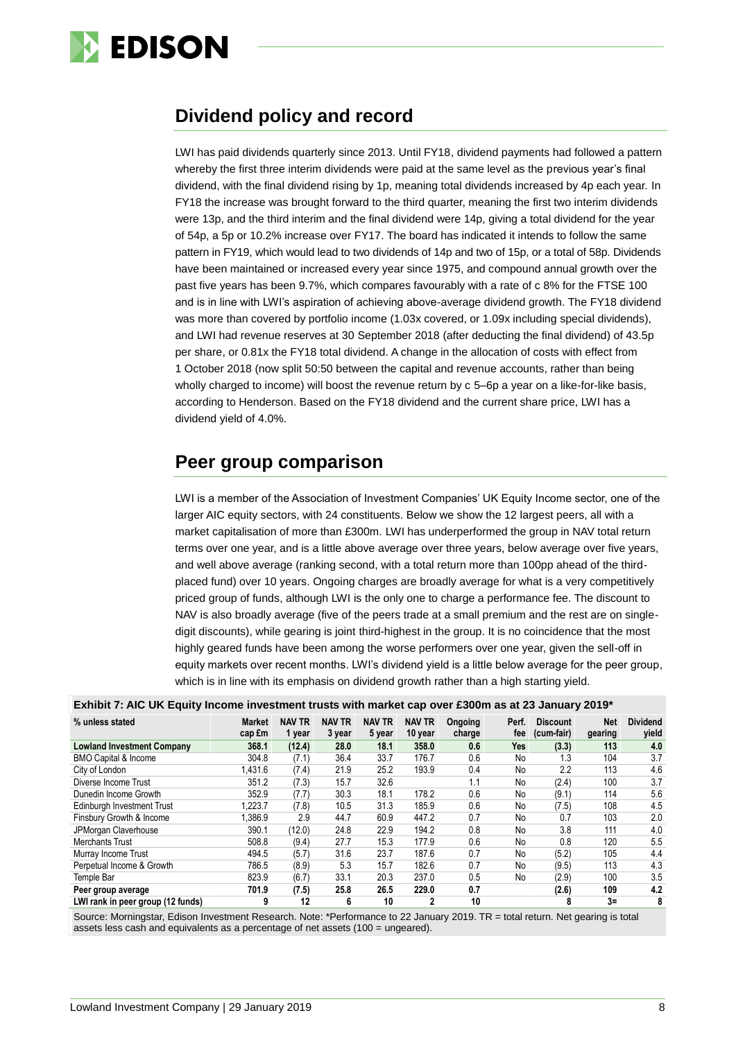## Dividend policy and record

LWI has paid dividends quarterly since 2013. Until FY18, dividend payments had followed a pattern whereby the first three interim dividends were paid at the same level as the previous year's final dividend, with the final dividend rising by 1p, meaning total dividends increased by 4p each year. In FY18 the increase was brought forward to the third quarter, meaning the first two interim dividends were 13p, and the third interim and the final dividend were 14p, giving a total dividend for the year of 54p, a 5p or 10.2% increase over FY17. The board has indicated it intends to follow the same pattern in FY19, which would lead to two dividends of 14p and two of 15p, or a total of 58p. Dividends have been maintained or increased every year since 1975, and compound annual growth over the past five years has been 9.7%, which compares favourably with a rate of c 8% for the FTSE 100 and is in line with LWI's aspiration of achieving above-average dividend growth. The FY18 dividend was more than covered by portfolio income (1.03x covered, or 1.09x including special dividends), and LWI had revenue reserves at 30 September 2018 (after deducting the final dividend) of 43.5p per share, or 0.81x the FY18 total dividend. A change in the allocation of costs with effect from 1 October 2018 (now split 50:50 between the capital and revenue accounts, rather than being wholly charged to income) will boost the revenue return by c 5–6p a year on a like-for-like basis, according to Henderson. Based on the FY18 dividend and the current share price, LWI has a dividend yield of 4.0%.

## Peer group comparison

LWI is a member of the Association of Investment Companies' UK Equity Income sector, one of the larger AIC equity sectors, with 24 constituents. Below we show the 12 largest peers, all with a market capitalisation of more than £300m. LWI has underperformed the group in NAV total return terms over one year, and is a little above average over three years, below average over five years, and well above average (ranking second, with a total return more than 100pp ahead of the third-placed fund) over 10 years. Ongoing charges are broadly average for what is a very competitively priced group of funds, although LWI is the only one to charge a performance fee. The discount to NAV is also broadly average (five of the peers trade at a small premium and the rest are on single-digit discounts), while gearing is joint third-highest in the group. It is no coincidence that the most highly geared funds have been among the worse performers over one year, given the sell-off in equity markets over recent months. LWI's dividend yield is a little below average for the peer group, which is in line with its emphasis on dividend growth rather than a high starting yield.

**Exhibit 7: AIC UK Equity Income investment trusts with market cap over £300m as at 23 January 2019***

| % unless stated | Market cap £m | NAV TR 1 year | NAV TR 3 year | NAV TR 5 year | NAV TR 10 year | Ongoing charge | Perf. fee | Discount (cum-fair) | Net gearing | Dividend yield |
|---|---|---|---|---|---|---|---|---|---|---|
| **Lowland Investment Company** | **368.1** | **(12.4)** | **28.0** | **18.1** | **358.0** | **0.6** | **Yes** | **(3.3)** | **113** | **4.0** |
| BMO Capital & Income | 304.8 | (7.1) | 36.4 | 33.7 | 176.7 | 0.6 | No | 1.3 | 104 | 3.7 |
| City of London | 1,431.6 | (7.4) | 21.9 | 25.2 | 193.9 | 0.4 | No | 2.2 | 113 | 4.6 |
| Diverse Income Trust | 351.2 | (7.3) | 15.7 | 32.6 | | 1.1 | No | (2.4) | 100 | 3.7 |
| Dunedin Income Growth | 352.9 | (7.7) | 30.3 | 18.1 | 178.2 | 0.6 | No | (9.1) | 114 | 5.6 |
| Edinburgh Investment Trust | 1,223.7 | (7.8) | 10.5 | 31.3 | 185.9 | 0.6 | No | (7.5) | 108 | 4.5 |
| Finsbury Growth & Income | 1,386.9 | 2.9 | 44.7 | 60.9 | 447.2 | 0.7 | No | 0.7 | 103 | 2.0 |
| JPMorgan Claverhouse | 390.1 | (12.0) | 24.8 | 22.9 | 194.2 | 0.8 | No | 3.8 | 111 | 4.0 |
| Merchants Trust | 508.8 | (9.4) | 27.7 | 15.3 | 177.9 | 0.6 | No | 0.8 | 120 | 5.5 |
| Murray Income Trust | 494.5 | (5.7) | 31.6 | 23.7 | 187.6 | 0.7 | No | (5.2) | 105 | 4.4 |
| Perpetual Income & Growth | 786.5 | (8.9) | 5.3 | 15.7 | 182.6 | 0.7 | No | (9.5) | 113 | 4.3 |
| Temple Bar | 823.9 | (6.7) | 33.1 | 20.3 | 237.0 | 0.5 | No | (2.9) | 100 | 3.5 |
| **Peer group average** | **701.9** | **(7.5)** | **25.8** | **26.5** | **229.0** | **0.7** | | **(2.6)** | **109** | **4.2** |
| **LWI rank in peer group (12 funds)** | **9** | **12** | **6** | **10** | **2** | **10** | | **8** | **3=** | **8** |

Source: Morningstar, Edison Investment Research. Note: *Performance to 22 January 2019. TR = total return. Net gearing is total assets less cash and equivalents as a percentage of net assets (100 = ungeared).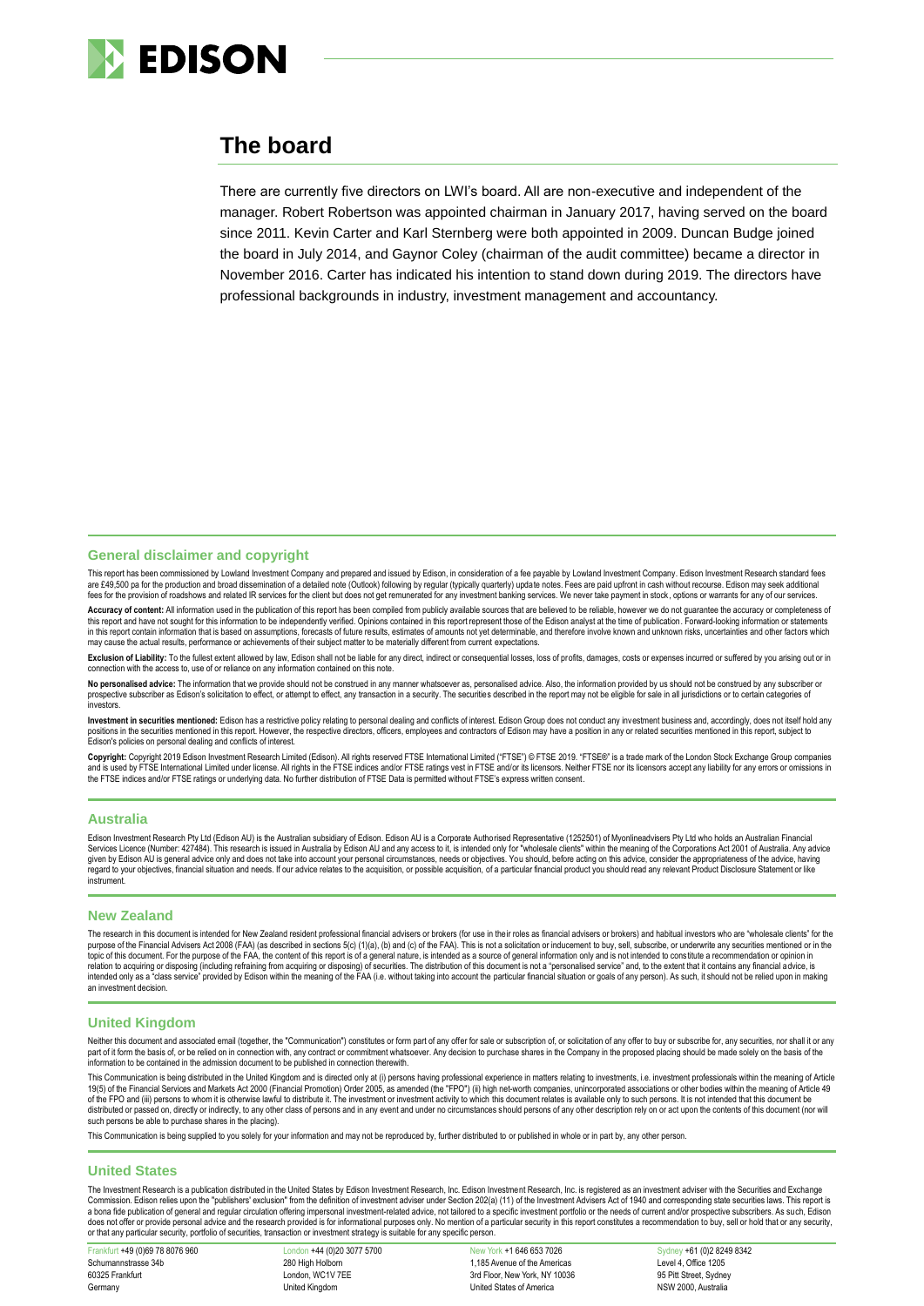## The board

There are currently five directors on LWI's board. All are non-executive and independent of the manager. Robert Robertson was appointed chairman in January 2017, having served on the board since 2011. Kevin Carter and Karl Sternberg were both appointed in 2009. Duncan Budge joined the board in July 2014, and Gaynor Coley (chairman of the audit committee) became a director in November 2016. Carter has indicated his intention to stand down during 2019. The directors have professional backgrounds in industry, investment management and accountancy.

### General disclaimer and copyright

This report has been commissioned by Lowland Investment Company and prepared and issued by Edison, in consideration of a fee payable by Lowland Investment Company. Edison Investment Research standard fees are £49,500 pa for the production and broad dissemination of a detailed note (Outlook) following by regular (typically quarterly) update notes. Fees are paid upfront in cash without recourse. Edison may seek additional fees for the provision of roadshows and related IR services for the client but does not get remunerated for any investment banking services. We never take payment in stock, options or warrants for any of our services.

**Accuracy of content:** All information used in the publication of this report has been compiled from publicly available sources that are believed to be reliable, however we do not guarantee the accuracy or completeness of this report and have not sought for this information to be independently verified. Opinions contained in this report represent those of the Edison analyst at the time of publication. Forward-looking information or statements in this report contain information that is based on assumptions, forecasts of future results, estimates of amounts not yet determinable, and therefore involve known and unknown risks, uncertainties and other factors which may cause the actual results, performance or achievements of their subject matter to be materially different from current expectations.

**Exclusion of Liability:** To the fullest extent allowed by law, Edison shall not be liable for any direct, indirect or consequential losses, loss of profits, damages, costs or expenses incurred or suffered by you arising out or in connection with the access to, use of or reliance on any information contained on this note.

**No personalised advice:** The information that we provide should not be construed in any manner whatsoever as, personalised advice. Also, the information provided by us should not be construed by any subscriber or prospective subscriber as Edison's solicitation to effect, or attempt to effect, any transaction in a security. The securities described in the report may not be eligible for sale in all jurisdictions or to certain categories of investors.

**Investment in securities mentioned:** Edison has a restrictive policy relating to personal dealing and conflicts of interest. Edison Group does not conduct any investment business and, accordingly, does not itself hold any positions in the securities mentioned in this report. However, the respective directors, officers, employees and contractors of Edison may have a position in any or related securities mentioned in this report, subject to Edison's policies on personal dealing and conflicts of interest.

**Copyright:** Copyright 2019 Edison Investment Research Limited (Edison). All rights reserved FTSE International Limited ("FTSE") © FTSE 2019. "FTSE®" is a trade mark of the London Stock Exchange Group companies and is used by FTSE International Limited under license. All rights in the FTSE indices and/or FTSE ratings vest in FTSE and/or its licensors. Neither FTSE nor its licensors accept any liability for any errors or omissions in the FTSE indices and/or FTSE ratings or underlying data. No further distribution of FTSE Data is permitted without FTSE's express written consent.

### Australia

Edison Investment Research Pty Ltd (Edison AU) is the Australian subsidiary of Edison. Edison AU is a Corporate Authorised Representative (1252501) of Myonlineadvisers Pty Ltd who holds an Australian Financial Services Licence (Number: 427484). This research is issued in Australia by Edison AU and any access to it, is intended only for "wholesale clients" within the meaning of the Corporations Act 2001 of Australia. Any advice given by Edison AU is general advice only and does not take into account your personal circumstances, needs or objectives. You should, before acting on this advice, consider the appropriateness of the advice, having regard to your objectives, financial situation and needs. If our advice relates to the acquisition, or possible acquisition, of a particular financial product you should read any relevant Product Disclosure Statement or like instrument.

### New Zealand

The research in this document is intended for New Zealand resident professional financial advisers or brokers (for use in their roles as financial advisers or brokers) and habitual investors who are "wholesale clients" for the purpose of the Financial Advisers Act 2008 (FAA) (as described in sections 5(c) (1)(a), (b) and (c) of the FAA). This is not a solicitation or inducement to buy, sell, subscribe, or underwrite any securities mentioned or in the topic of this document. For the purpose of the FAA, the content of this report is of a general nature, is intended as a source of general information only and is not intended to constitute a recommendation or opinion in relation to acquiring or disposing (including refraining from acquiring or disposing) of securities. The distribution of this document is not a "personalised service" and, to the extent that it contains any financial advice, is intended only as a "class service" provided by Edison within the meaning of the FAA (i.e. without taking into account the particular financial situation or goals of any person). As such, it should not be relied upon in making an investment decision.

### United Kingdom

Neither this document and associated email (together, the "Communication") constitutes or form part of any offer for sale or subscription of, or solicitation of any offer to buy or subscribe for, any securities, nor shall it or any part of it form the basis of, or be relied on in connection with, any contract or commitment whatsoever. Any decision to purchase shares in the Company in the proposed placing should be made solely on the basis of the information to be contained in the admission document to be published in connection therewith.

This Communication is being distributed in the United Kingdom and is directed only at (i) persons having professional experience in matters relating to investments, i.e. investment professionals within the meaning of Article 19(5) of the Financial Services and Markets Act 2000 (Financial Promotion) Order 2005, as amended (the "FPO") (ii) high net-worth companies, unincorporated associations or other bodies within the meaning of Article 49 of the FPO and (iii) persons to whom it is otherwise lawful to distribute it. The investment or investment activity to which this document relates is available only to such persons. It is not intended that this document be distributed or passed on, directly or indirectly, to any other class of persons and in any event and under no circumstances should persons of any other description rely on or act upon the contents of this document (nor will such persons be able to purchase shares in the placing).

This Communication is being supplied to you solely for your information and may not be reproduced by, further distributed to or published in whole or in part by, any other person.

### United States

The Investment Research is a publication distributed in the United States by Edison Investment Research, Inc. Edison Investment Research, Inc. is registered as an investment adviser with the Securities and Exchange Commission. Edison relies upon the "publishers' exclusion" from the definition of investment adviser under Section 202(a) (11) of the Investment Advisers Act of 1940 and corresponding state securities laws. This report is a bona fide publication of general and regular circulation offering impersonal investment-related advice, not tailored to a specific investment portfolio or the needs of current and/or prospective subscribers. As such, Edison does not offer or provide personal advice and the research provided is for informational purposes only. No mention of a particular security in this report constitutes a recommendation to buy, sell or hold that or any security, or that any particular security, portfolio of securities, transaction or investment strategy is suitable for any specific person.

Frankfurt +49 (0)69 78 8076 960
Schumannstrasse 34b
60325 Frankfurt
Germany

London +44 (0)20 3077 5700
280 High Holborn
London, WC1V 7EE
United Kingdom

New York +1 646 653 7026
1,185 Avenue of the Americas
3rd Floor, New York, NY 10036
United States of America

Sydney +61 (0)2 8249 8342
Level 4, Office 1205
95 Pitt Street, Sydney
NSW 2000, Australia